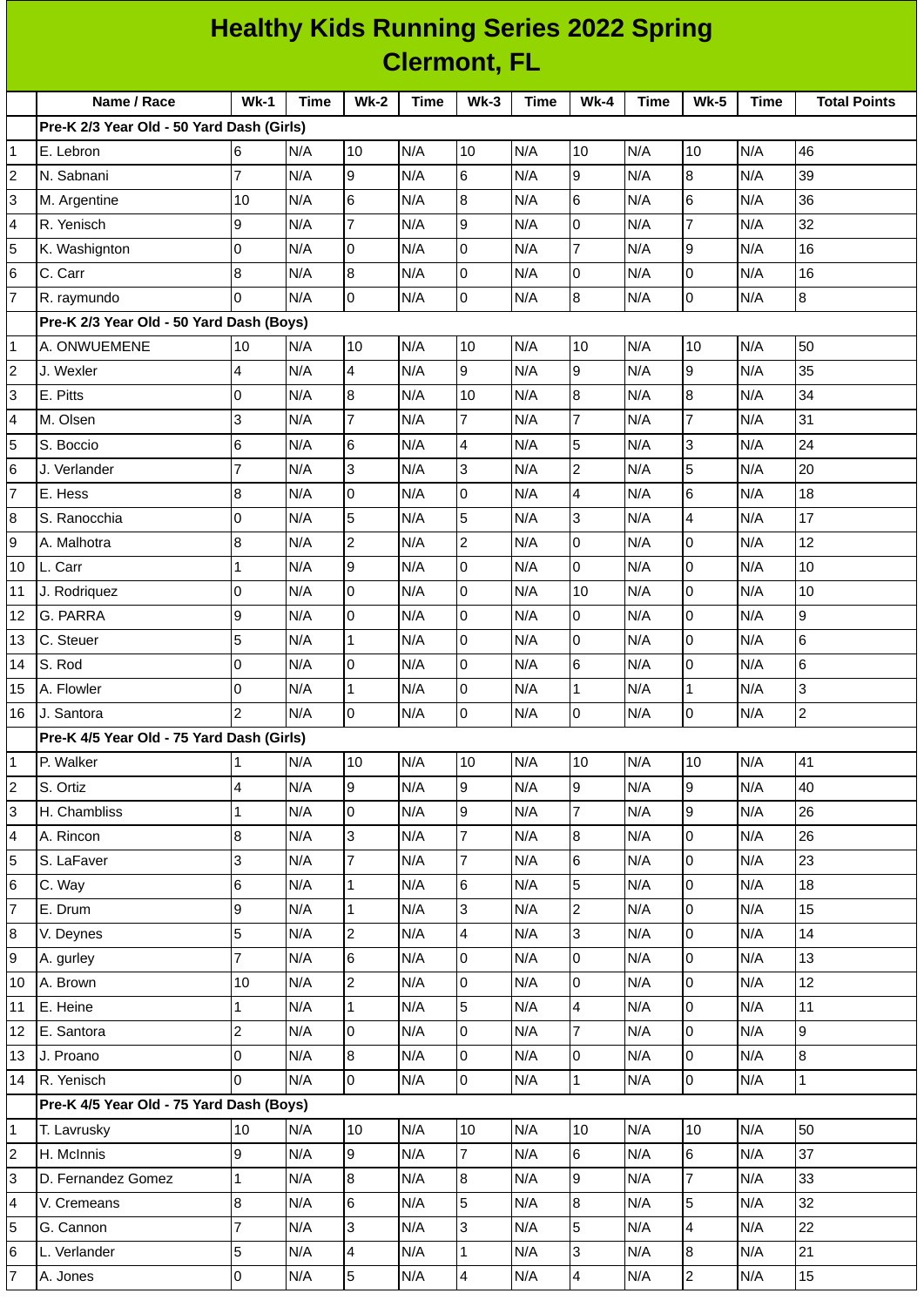# Healthy Kids Running Series 2022 Spring

## Clermont, FL

| | Name / Race | Wk-1 | Time | Wk-2 | Time | Wk-3 | Time | Wk-4 | Time | Wk-5 | Time | Total Points |
|---|---|---|---|---|---|---|---|---|---|---|---|---|
| | **Pre-K 2/3 Year Old - 50 Yard Dash (Girls)** | | | | | | | | | | | |
| 1 | E. Lebron | 6 | N/A | 10 | N/A | 10 | N/A | 10 | N/A | 10 | N/A | 46 |
| 2 | N. Sabnani | 7 | N/A | 9 | N/A | 6 | N/A | 9 | N/A | 8 | N/A | 39 |
| 3 | M. Argentine | 10 | N/A | 6 | N/A | 8 | N/A | 6 | N/A | 6 | N/A | 36 |
| 4 | R. Yenisch | 9 | N/A | 7 | N/A | 9 | N/A | 0 | N/A | 7 | N/A | 32 |
| 5 | K. Washignton | 0 | N/A | 0 | N/A | 0 | N/A | 7 | N/A | 9 | N/A | 16 |
| 6 | C. Carr | 8 | N/A | 8 | N/A | 0 | N/A | 0 | N/A | 0 | N/A | 16 |
| 7 | R. raymundo | 0 | N/A | 0 | N/A | 0 | N/A | 8 | N/A | 0 | N/A | 8 |
| | **Pre-K 2/3 Year Old - 50 Yard Dash (Boys)** | | | | | | | | | | | |
| 1 | A. ONWUEMENE | 10 | N/A | 10 | N/A | 10 | N/A | 10 | N/A | 10 | N/A | 50 |
| 2 | J. Wexler | 4 | N/A | 4 | N/A | 9 | N/A | 9 | N/A | 9 | N/A | 35 |
| 3 | E. Pitts | 0 | N/A | 8 | N/A | 10 | N/A | 8 | N/A | 8 | N/A | 34 |
| 4 | M. Olsen | 3 | N/A | 7 | N/A | 7 | N/A | 7 | N/A | 7 | N/A | 31 |
| 5 | S. Boccio | 6 | N/A | 6 | N/A | 4 | N/A | 5 | N/A | 3 | N/A | 24 |
| 6 | J. Verlander | 7 | N/A | 3 | N/A | 3 | N/A | 2 | N/A | 5 | N/A | 20 |
| 7 | E. Hess | 8 | N/A | 0 | N/A | 0 | N/A | 4 | N/A | 6 | N/A | 18 |
| 8 | S. Ranocchia | 0 | N/A | 5 | N/A | 5 | N/A | 3 | N/A | 4 | N/A | 17 |
| 9 | A. Malhotra | 8 | N/A | 2 | N/A | 2 | N/A | 0 | N/A | 0 | N/A | 12 |
| 10 | L. Carr | 1 | N/A | 9 | N/A | 0 | N/A | 0 | N/A | 0 | N/A | 10 |
| 11 | J. Rodriquez | 0 | N/A | 0 | N/A | 0 | N/A | 10 | N/A | 0 | N/A | 10 |
| 12 | G. PARRA | 9 | N/A | 0 | N/A | 0 | N/A | 0 | N/A | 0 | N/A | 9 |
| 13 | C. Steuer | 5 | N/A | 1 | N/A | 0 | N/A | 0 | N/A | 0 | N/A | 6 |
| 14 | S. Rod | 0 | N/A | 0 | N/A | 0 | N/A | 6 | N/A | 0 | N/A | 6 |
| 15 | A. Flowler | 0 | N/A | 1 | N/A | 0 | N/A | 1 | N/A | 1 | N/A | 3 |
| 16 | J. Santora | 2 | N/A | 0 | N/A | 0 | N/A | 0 | N/A | 0 | N/A | 2 |
| | **Pre-K 4/5 Year Old - 75 Yard Dash (Girls)** | | | | | | | | | | | |
| 1 | P. Walker | 1 | N/A | 10 | N/A | 10 | N/A | 10 | N/A | 10 | N/A | 41 |
| 2 | S. Ortiz | 4 | N/A | 9 | N/A | 9 | N/A | 9 | N/A | 9 | N/A | 40 |
| 3 | H. Chambliss | 1 | N/A | 0 | N/A | 9 | N/A | 7 | N/A | 9 | N/A | 26 |
| 4 | A. Rincon | 8 | N/A | 3 | N/A | 7 | N/A | 8 | N/A | 0 | N/A | 26 |
| 5 | S. LaFaver | 3 | N/A | 7 | N/A | 7 | N/A | 6 | N/A | 0 | N/A | 23 |
| 6 | C. Way | 6 | N/A | 1 | N/A | 6 | N/A | 5 | N/A | 0 | N/A | 18 |
| 7 | E. Drum | 9 | N/A | 1 | N/A | 3 | N/A | 2 | N/A | 0 | N/A | 15 |
| 8 | V. Deynes | 5 | N/A | 2 | N/A | 4 | N/A | 3 | N/A | 0 | N/A | 14 |
| 9 | A. gurley | 7 | N/A | 6 | N/A | 0 | N/A | 0 | N/A | 0 | N/A | 13 |
| 10 | A. Brown | 10 | N/A | 2 | N/A | 0 | N/A | 0 | N/A | 0 | N/A | 12 |
| 11 | E. Heine | 1 | N/A | 1 | N/A | 5 | N/A | 4 | N/A | 0 | N/A | 11 |
| 12 | E. Santora | 2 | N/A | 0 | N/A | 0 | N/A | 7 | N/A | 0 | N/A | 9 |
| 13 | J. Proano | 0 | N/A | 8 | N/A | 0 | N/A | 0 | N/A | 0 | N/A | 8 |
| 14 | R. Yenisch | 0 | N/A | 0 | N/A | 0 | N/A | 1 | N/A | 0 | N/A | 1 |
| | **Pre-K 4/5 Year Old - 75 Yard Dash (Boys)** | | | | | | | | | | | |
| 1 | T. Lavrusky | 10 | N/A | 10 | N/A | 10 | N/A | 10 | N/A | 10 | N/A | 50 |
| 2 | H. McInnis | 9 | N/A | 9 | N/A | 7 | N/A | 6 | N/A | 6 | N/A | 37 |
| 3 | D. Fernandez Gomez | 1 | N/A | 8 | N/A | 8 | N/A | 9 | N/A | 7 | N/A | 33 |
| 4 | V. Cremeans | 8 | N/A | 6 | N/A | 5 | N/A | 8 | N/A | 5 | N/A | 32 |
| 5 | G. Cannon | 7 | N/A | 3 | N/A | 3 | N/A | 5 | N/A | 4 | N/A | 22 |
| 6 | L. Verlander | 5 | N/A | 4 | N/A | 1 | N/A | 3 | N/A | 8 | N/A | 21 |
| 7 | A. Jones | 0 | N/A | 5 | N/A | 4 | N/A | 4 | N/A | 2 | N/A | 15 |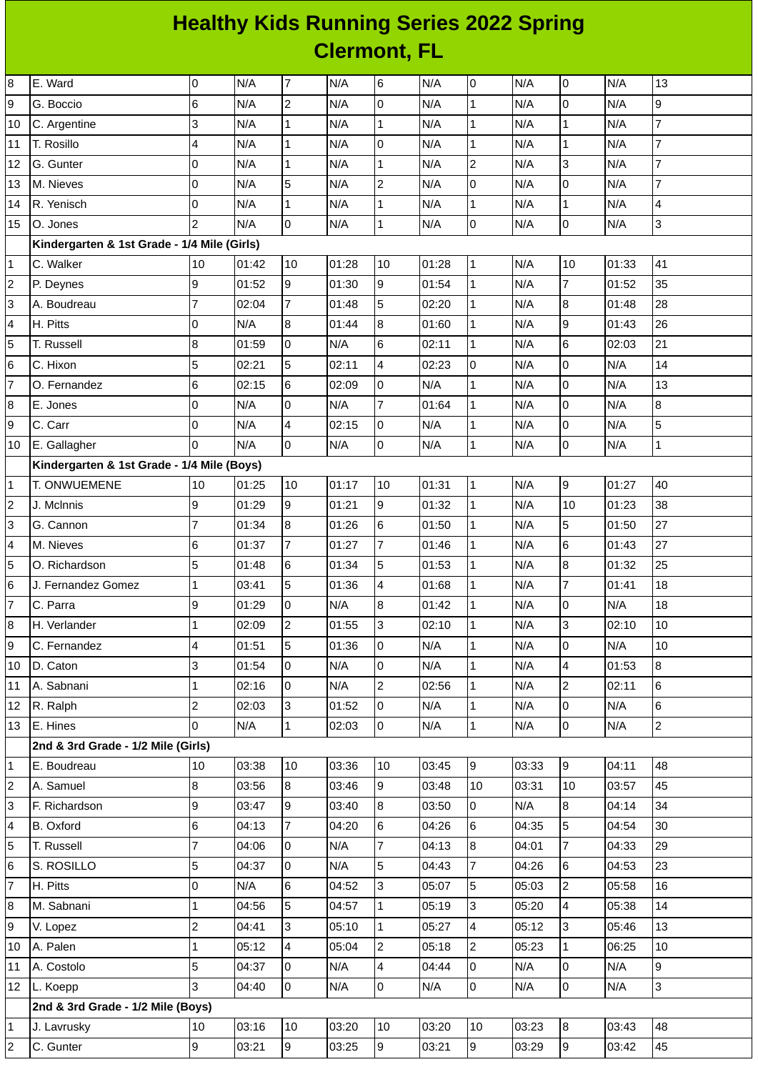# Healthy Kids Running Series 2022 Spring
## Clermont, FL

| | | | | | | | | | | | | |
|---|---|---|---|---|---|---|---|---|---|---|---|---|
| 8 | E. Ward | 0 | N/A | 7 | N/A | 6 | N/A | 0 | N/A | 0 | N/A | 13 |
| 9 | G. Boccio | 6 | N/A | 2 | N/A | 0 | N/A | 1 | N/A | 0 | N/A | 9 |
| 10 | C. Argentine | 3 | N/A | 1 | N/A | 1 | N/A | 1 | N/A | 1 | N/A | 7 |
| 11 | T. Rosillo | 4 | N/A | 1 | N/A | 0 | N/A | 1 | N/A | 1 | N/A | 7 |
| 12 | G. Gunter | 0 | N/A | 1 | N/A | 1 | N/A | 2 | N/A | 3 | N/A | 7 |
| 13 | M. Nieves | 0 | N/A | 5 | N/A | 2 | N/A | 0 | N/A | 0 | N/A | 7 |
| 14 | R. Yenisch | 0 | N/A | 1 | N/A | 1 | N/A | 1 | N/A | 1 | N/A | 4 |
| 15 | O. Jones | 2 | N/A | 0 | N/A | 1 | N/A | 0 | N/A | 0 | N/A | 3 |
| | **Kindergarten & 1st Grade - 1/4 Mile (Girls)** | | | | | | | | | | | |
| 1 | C. Walker | 10 | 01:42 | 10 | 01:28 | 10 | 01:28 | 1 | N/A | 10 | 01:33 | 41 |
| 2 | P. Deynes | 9 | 01:52 | 9 | 01:30 | 9 | 01:54 | 1 | N/A | 7 | 01:52 | 35 |
| 3 | A. Boudreau | 7 | 02:04 | 7 | 01:48 | 5 | 02:20 | 1 | N/A | 8 | 01:48 | 28 |
| 4 | H. Pitts | 0 | N/A | 8 | 01:44 | 8 | 01:60 | 1 | N/A | 9 | 01:43 | 26 |
| 5 | T. Russell | 8 | 01:59 | 0 | N/A | 6 | 02:11 | 1 | N/A | 6 | 02:03 | 21 |
| 6 | C. Hixon | 5 | 02:21 | 5 | 02:11 | 4 | 02:23 | 0 | N/A | 0 | N/A | 14 |
| 7 | O. Fernandez | 6 | 02:15 | 6 | 02:09 | 0 | N/A | 1 | N/A | 0 | N/A | 13 |
| 8 | E. Jones | 0 | N/A | 0 | N/A | 7 | 01:64 | 1 | N/A | 0 | N/A | 8 |
| 9 | C. Carr | 0 | N/A | 4 | 02:15 | 0 | N/A | 1 | N/A | 0 | N/A | 5 |
| 10 | E. Gallagher | 0 | N/A | 0 | N/A | 0 | N/A | 1 | N/A | 0 | N/A | 1 |
| | **Kindergarten & 1st Grade - 1/4 Mile (Boys)** | | | | | | | | | | | |
| 1 | T. ONWUEMENE | 10 | 01:25 | 10 | 01:17 | 10 | 01:31 | 1 | N/A | 9 | 01:27 | 40 |
| 2 | J. McInnis | 9 | 01:29 | 9 | 01:21 | 9 | 01:32 | 1 | N/A | 10 | 01:23 | 38 |
| 3 | G. Cannon | 7 | 01:34 | 8 | 01:26 | 6 | 01:50 | 1 | N/A | 5 | 01:50 | 27 |
| 4 | M. Nieves | 6 | 01:37 | 7 | 01:27 | 7 | 01:46 | 1 | N/A | 6 | 01:43 | 27 |
| 5 | O. Richardson | 5 | 01:48 | 6 | 01:34 | 5 | 01:53 | 1 | N/A | 8 | 01:32 | 25 |
| 6 | J. Fernandez Gomez | 1 | 03:41 | 5 | 01:36 | 4 | 01:68 | 1 | N/A | 7 | 01:41 | 18 |
| 7 | C. Parra | 9 | 01:29 | 0 | N/A | 8 | 01:42 | 1 | N/A | 0 | N/A | 18 |
| 8 | H. Verlander | 1 | 02:09 | 2 | 01:55 | 3 | 02:10 | 1 | N/A | 3 | 02:10 | 10 |
| 9 | C. Fernandez | 4 | 01:51 | 5 | 01:36 | 0 | N/A | 1 | N/A | 0 | N/A | 10 |
| 10 | D. Caton | 3 | 01:54 | 0 | N/A | 0 | N/A | 1 | N/A | 4 | 01:53 | 8 |
| 11 | A. Sabnani | 1 | 02:16 | 0 | N/A | 2 | 02:56 | 1 | N/A | 2 | 02:11 | 6 |
| 12 | R. Ralph | 2 | 02:03 | 3 | 01:52 | 0 | N/A | 1 | N/A | 0 | N/A | 6 |
| 13 | E. Hines | 0 | N/A | 1 | 02:03 | 0 | N/A | 1 | N/A | 0 | N/A | 2 |
| | **2nd & 3rd Grade - 1/2 Mile (Girls)** | | | | | | | | | | | |
| 1 | E. Boudreau | 10 | 03:38 | 10 | 03:36 | 10 | 03:45 | 9 | 03:33 | 9 | 04:11 | 48 |
| 2 | A. Samuel | 8 | 03:56 | 8 | 03:46 | 9 | 03:48 | 10 | 03:31 | 10 | 03:57 | 45 |
| 3 | F. Richardson | 9 | 03:47 | 9 | 03:40 | 8 | 03:50 | 0 | N/A | 8 | 04:14 | 34 |
| 4 | B. Oxford | 6 | 04:13 | 7 | 04:20 | 6 | 04:26 | 6 | 04:35 | 5 | 04:54 | 30 |
| 5 | T. Russell | 7 | 04:06 | 0 | N/A | 7 | 04:13 | 8 | 04:01 | 7 | 04:33 | 29 |
| 6 | S. ROSILLO | 5 | 04:37 | 0 | N/A | 5 | 04:43 | 7 | 04:26 | 6 | 04:53 | 23 |
| 7 | H. Pitts | 0 | N/A | 6 | 04:52 | 3 | 05:07 | 5 | 05:03 | 2 | 05:58 | 16 |
| 8 | M. Sabnani | 1 | 04:56 | 5 | 04:57 | 1 | 05:19 | 3 | 05:20 | 4 | 05:38 | 14 |
| 9 | V. Lopez | 2 | 04:41 | 3 | 05:10 | 1 | 05:27 | 4 | 05:12 | 3 | 05:46 | 13 |
| 10 | A. Palen | 1 | 05:12 | 4 | 05:04 | 2 | 05:18 | 2 | 05:23 | 1 | 06:25 | 10 |
| 11 | A. Costolo | 5 | 04:37 | 0 | N/A | 4 | 04:44 | 0 | N/A | 0 | N/A | 9 |
| 12 | L. Koepp | 3 | 04:40 | 0 | N/A | 0 | N/A | 0 | N/A | 0 | N/A | 3 |
| | **2nd & 3rd Grade - 1/2 Mile (Boys)** | | | | | | | | | | | |
| 1 | J. Lavrusky | 10 | 03:16 | 10 | 03:20 | 10 | 03:20 | 10 | 03:23 | 8 | 03:43 | 48 |
| 2 | C. Gunter | 9 | 03:21 | 9 | 03:25 | 9 | 03:21 | 9 | 03:29 | 9 | 03:42 | 45 |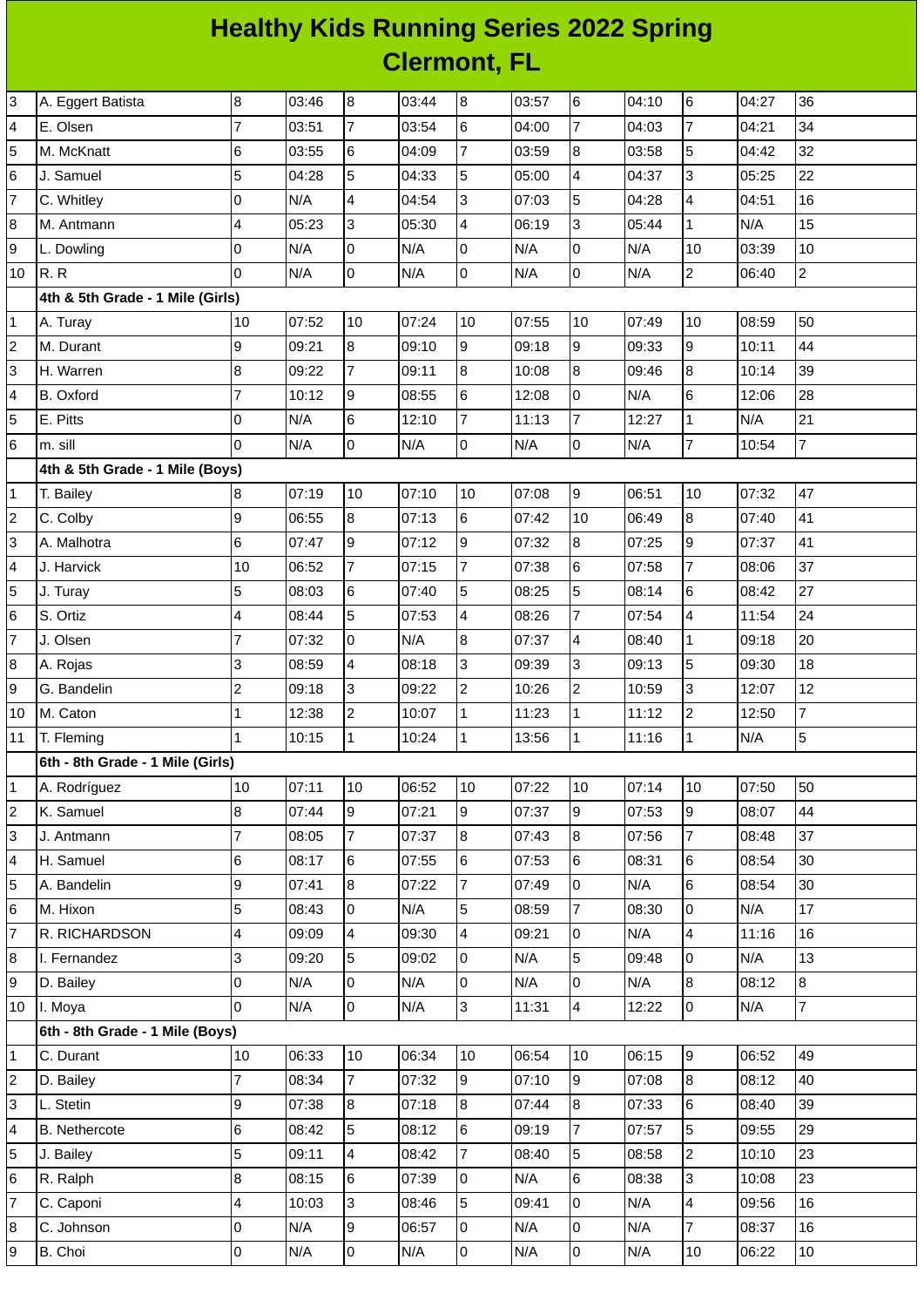# Healthy Kids Running Series 2022 Spring

## Clermont, FL

| | | | | | | | | | | | | |
|---|---|---|---|---|---|---|---|---|---|---|---|---|
| 3 | A. Eggert Batista | 8 | 03:46 | 8 | 03:44 | 8 | 03:57 | 6 | 04:10 | 6 | 04:27 | 36 |
| 4 | E. Olsen | 7 | 03:51 | 7 | 03:54 | 6 | 04:00 | 7 | 04:03 | 7 | 04:21 | 34 |
| 5 | M. McKnatt | 6 | 03:55 | 6 | 04:09 | 7 | 03:59 | 8 | 03:58 | 5 | 04:42 | 32 |
| 6 | J. Samuel | 5 | 04:28 | 5 | 04:33 | 5 | 05:00 | 4 | 04:37 | 3 | 05:25 | 22 |
| 7 | C. Whitley | 0 | N/A | 4 | 04:54 | 3 | 07:03 | 5 | 04:28 | 4 | 04:51 | 16 |
| 8 | M. Antmann | 4 | 05:23 | 3 | 05:30 | 4 | 06:19 | 3 | 05:44 | 1 | N/A | 15 |
| 9 | L. Dowling | 0 | N/A | 0 | N/A | 0 | N/A | 0 | N/A | 10 | 03:39 | 10 |
| 10 | R. R | 0 | N/A | 0 | N/A | 0 | N/A | 0 | N/A | 2 | 06:40 | 2 |
| | **4th & 5th Grade - 1 Mile (Girls)** | | | | | | | | | | | |
| 1 | A. Turay | 10 | 07:52 | 10 | 07:24 | 10 | 07:55 | 10 | 07:49 | 10 | 08:59 | 50 |
| 2 | M. Durant | 9 | 09:21 | 8 | 09:10 | 9 | 09:18 | 9 | 09:33 | 9 | 10:11 | 44 |
| 3 | H. Warren | 8 | 09:22 | 7 | 09:11 | 8 | 10:08 | 8 | 09:46 | 8 | 10:14 | 39 |
| 4 | B. Oxford | 7 | 10:12 | 9 | 08:55 | 6 | 12:08 | 0 | N/A | 6 | 12:06 | 28 |
| 5 | E. Pitts | 0 | N/A | 6 | 12:10 | 7 | 11:13 | 7 | 12:27 | 1 | N/A | 21 |
| 6 | m. sill | 0 | N/A | 0 | N/A | 0 | N/A | 0 | N/A | 7 | 10:54 | 7 |
| | **4th & 5th Grade - 1 Mile (Boys)** | | | | | | | | | | | |
| 1 | T. Bailey | 8 | 07:19 | 10 | 07:10 | 10 | 07:08 | 9 | 06:51 | 10 | 07:32 | 47 |
| 2 | C. Colby | 9 | 06:55 | 8 | 07:13 | 6 | 07:42 | 10 | 06:49 | 8 | 07:40 | 41 |
| 3 | A. Malhotra | 6 | 07:47 | 9 | 07:12 | 9 | 07:32 | 8 | 07:25 | 9 | 07:37 | 41 |
| 4 | J. Harvick | 10 | 06:52 | 7 | 07:15 | 7 | 07:38 | 6 | 07:58 | 7 | 08:06 | 37 |
| 5 | J. Turay | 5 | 08:03 | 6 | 07:40 | 5 | 08:25 | 5 | 08:14 | 6 | 08:42 | 27 |
| 6 | S. Ortiz | 4 | 08:44 | 5 | 07:53 | 4 | 08:26 | 7 | 07:54 | 4 | 11:54 | 24 |
| 7 | J. Olsen | 7 | 07:32 | 0 | N/A | 8 | 07:37 | 4 | 08:40 | 1 | 09:18 | 20 |
| 8 | A. Rojas | 3 | 08:59 | 4 | 08:18 | 3 | 09:39 | 3 | 09:13 | 5 | 09:30 | 18 |
| 9 | G. Bandelin | 2 | 09:18 | 3 | 09:22 | 2 | 10:26 | 2 | 10:59 | 3 | 12:07 | 12 |
| 10 | M. Caton | 1 | 12:38 | 2 | 10:07 | 1 | 11:23 | 1 | 11:12 | 2 | 12:50 | 7 |
| 11 | T. Fleming | 1 | 10:15 | 1 | 10:24 | 1 | 13:56 | 1 | 11:16 | 1 | N/A | 5 |
| | **6th - 8th Grade - 1 Mile (Girls)** | | | | | | | | | | | |
| 1 | A. Rodríguez | 10 | 07:11 | 10 | 06:52 | 10 | 07:22 | 10 | 07:14 | 10 | 07:50 | 50 |
| 2 | K. Samuel | 8 | 07:44 | 9 | 07:21 | 9 | 07:37 | 9 | 07:53 | 9 | 08:07 | 44 |
| 3 | J. Antmann | 7 | 08:05 | 7 | 07:37 | 8 | 07:43 | 8 | 07:56 | 7 | 08:48 | 37 |
| 4 | H. Samuel | 6 | 08:17 | 6 | 07:55 | 6 | 07:53 | 6 | 08:31 | 6 | 08:54 | 30 |
| 5 | A. Bandelin | 9 | 07:41 | 8 | 07:22 | 7 | 07:49 | 0 | N/A | 6 | 08:54 | 30 |
| 6 | M. Hixon | 5 | 08:43 | 0 | N/A | 5 | 08:59 | 7 | 08:30 | 0 | N/A | 17 |
| 7 | R. RICHARDSON | 4 | 09:09 | 4 | 09:30 | 4 | 09:21 | 0 | N/A | 4 | 11:16 | 16 |
| 8 | I. Fernandez | 3 | 09:20 | 5 | 09:02 | 0 | N/A | 5 | 09:48 | 0 | N/A | 13 |
| 9 | D. Bailey | 0 | N/A | 0 | N/A | 0 | N/A | 0 | N/A | 8 | 08:12 | 8 |
| 10 | I. Moya | 0 | N/A | 0 | N/A | 3 | 11:31 | 4 | 12:22 | 0 | N/A | 7 |
| | **6th - 8th Grade - 1 Mile (Boys)** | | | | | | | | | | | |
| 1 | C. Durant | 10 | 06:33 | 10 | 06:34 | 10 | 06:54 | 10 | 06:15 | 9 | 06:52 | 49 |
| 2 | D. Bailey | 7 | 08:34 | 7 | 07:32 | 9 | 07:10 | 9 | 07:08 | 8 | 08:12 | 40 |
| 3 | L. Stetin | 9 | 07:38 | 8 | 07:18 | 8 | 07:44 | 8 | 07:33 | 6 | 08:40 | 39 |
| 4 | B. Nethercote | 6 | 08:42 | 5 | 08:12 | 6 | 09:19 | 7 | 07:57 | 5 | 09:55 | 29 |
| 5 | J. Bailey | 5 | 09:11 | 4 | 08:42 | 7 | 08:40 | 5 | 08:58 | 2 | 10:10 | 23 |
| 6 | R. Ralph | 8 | 08:15 | 6 | 07:39 | 0 | N/A | 6 | 08:38 | 3 | 10:08 | 23 |
| 7 | C. Caponi | 4 | 10:03 | 3 | 08:46 | 5 | 09:41 | 0 | N/A | 4 | 09:56 | 16 |
| 8 | C. Johnson | 0 | N/A | 9 | 06:57 | 0 | N/A | 0 | N/A | 7 | 08:37 | 16 |
| 9 | B. Choi | 0 | N/A | 0 | N/A | 0 | N/A | 0 | N/A | 10 | 06:22 | 10 |